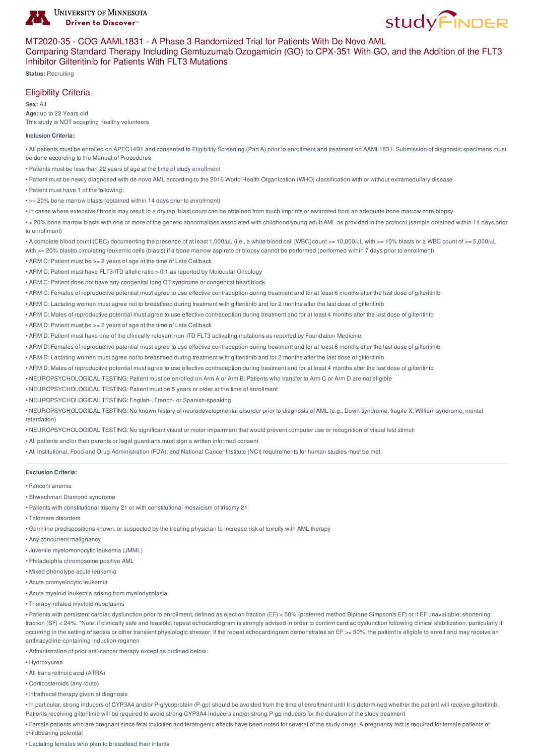# MT2020-35 - COG AAML1831 - A Phase 3 Randomized Trial for Patients With De Novo AML Comparing Standard Therapy Including Gemtuzumab Ozogamicin (GO) to CPX-351 With GO, and the Addition of the FLT3 Inhibitor Gilteritinib for Patients With FLT3 Mutations

**Status:** Recruiting

## Eligibility Criteria

**Sex:** All

**Age:** up to 22 Years old

This study is NOT accepting healthy volunteers

**Inclusion Criteria:**

- All patients must be enrolled on APEC14B1 and consented to Eligibility Screening (Part A) prior to enrollment and treatment on AAML1831. Submission of diagnostic specimens must be done according to the Manual of Procedures
- Patients must be less than 22 years of age at the time of study enrollment
- Patient must be newly diagnosed with de novo AML according to the 2016 World Health Organization (WHO) classification with or without extramedullary disease
- Patient must have 1 of the following:
- >= 20% bone marrow blasts (obtained within 14 days prior to enrollment)
- In cases where extensive fibrosis may result in a dry tap, blast count can be obtained from touch imprints or estimated from an adequate bone marrow core biopsy
- < 20% bone marrow blasts with one or more of the genetic abnormalities associated with childhood/young adult AML as provided in the protocol (sample obtained within 14 days prior to enrollment)
- A complete blood count (CBC) documenting the presence of at least 1,000/uL (i.e., a white blood cell [WBC] count >= 10,000/uL with >= 10% blasts or a WBC count of >= 5,000/uL with >= 20% blasts) circulating leukemic cells (blasts) if a bone marrow aspirate or biopsy cannot be performed (performed within 7 days prior to enrollment)
- ARM C: Patient must be >= 2 years of age at the time of Late Callback
- ARM C: Patient must have FLT3/ITD allelic ratio > 0.1 as reported by Molecular Oncology
- ARM C: Patient does not have any congenital long QT syndrome or congenital heart block
- ARM C: Females of reproductive potential must agree to use effective contraception during treatment and for at least 6 months after the last dose of gilteritinib
- ARM C: Lactating women must agree not to breastfeed during treatment with gilteritinib and for 2 months after the last dose of gilteritinib
- ARM C: Males of reproductive potential must agree to use effective contraception during treatment and for at least 4 months after the last dose of gilteritinib
- ARM D: Patient must be >= 2 years of age at the time of Late Callback
- ARM D: Patient must have one of the clinically relevant non-ITD FLT3 activating mutations as reported by Foundation Medicine
- ARM D: Females of reproductive potential must agree to use effective contraception during treatment and for at least 6 months after the last dose of gilteritinib
- ARM D: Lactating women must agree not to breastfeed during treatment with gilteritinib and for 2 months after the last dose of gilteritinib
- ARM D: Males of reproductive potential must agree to use effective contraception during treatment and for at least 4 months after the last dose of gilteritinib
- NEUROPSYCHOLOGICAL TESTING: Patient must be enrolled on Arm A or Arm B. Patients who transfer to Arm C or Arm D are not eligible
- NEUROPSYCHOLOGICAL TESTING: Patient must be 5 years or older at the time of enrollment
- NEUROPSYCHOLOGICAL TESTING: English-, French- or Spanish-speaking
- NEUROPSYCHOLOGICAL TESTING: No known history of neurodevelopmental disorder prior to diagnosis of AML (e.g., Down syndrome, fragile X, William syndrome, mental retardation)
- NEUROPSYCHOLOGICAL TESTING: No significant visual or motor impairment that would prevent computer use or recognition of visual test stimuli
- All patients and/or their parents or legal guardians must sign a written informed consent
- All institutional, Food and Drug Administration (FDA), and National Cancer Institute (NCI) requirements for human studies must be met.

**Exclusion Criteria:**

- Fanconi anemia
- Shwachman Diamond syndrome
- Patients with constitutional trisomy 21 or with constitutional mosaicism of trisomy 21
- Telomere disorders
- Germline predispositions known, or suspected by the treating physician to increase risk of toxicity with AML therapy
- Any concurrent malignancy
- Juvenile myelomonocytic leukemia (JMML)
- Philadelphia chromosome positive AML
- Mixed phenotype acute leukemia
- Acute promyelocytic leukemia
- Acute myeloid leukemia arising from myelodysplasia
- Therapy-related myeloid neoplasms
- Patients with persistent cardiac dysfunction prior to enrollment, defined as ejection fraction (EF) < 50% (preferred method Biplane Simpson's EF) or if EF unavailable, shortening fraction (SF) < 24%. *Note: if clinically safe and feasible, repeat echocardiogram is strongly advised in order to confirm cardiac dysfunction following clinical stabilization, particularly if occurring in the setting of sepsis or other transient physiologic stressor. If the repeat echocardiogram demonstrates an EF >= 50%, the patient is eligible to enroll and may receive an anthracycline-containing Induction regimen
- Administration of prior anti-cancer therapy except as outlined below:
- Hydroxyurea
- All-trans retinoic acid (ATRA)
- Corticosteroids (any route)
- Intrathecal therapy given at diagnosis
- In particular, strong inducers of CYP3A4 and/or P-glycoprotein (P-gp) should be avoided from the time of enrollment until it is determined whether the patient will receive gilteritinib. Patients receiving gilteritinib will be required to avoid strong CYP3A4 inducers and/or strong P-gp inducers for the duration of the study treatment
- Female patients who are pregnant since fetal toxicities and teratogenic effects have been noted for several of the study drugs. A pregnancy test is required for female patients of childbearing potential
- Lactating females who plan to breastfeed their infants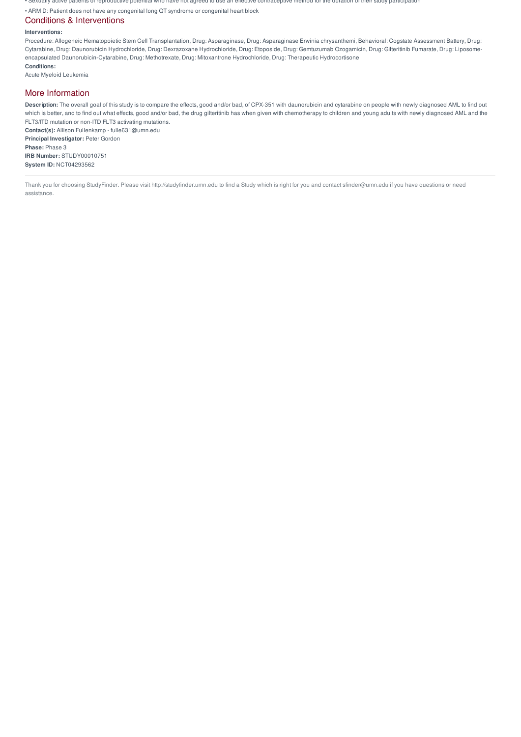• Sexually active patients of reproductive potential who have not agreed to use an effective contraceptive method for the duration of their study participation

• ARM D: Patient does not have any congenital long QT syndrome or congenital heart block

## Conditions & Interventions

**Interventions:**

Procedure: Allogeneic Hematopoietic Stem Cell Transplantation, Drug: Asparaginase, Drug: Asparaginase Erwinia chrysanthemi, Behavioral: Cogstate Assessment Battery, Drug: Cytarabine, Drug: Daunorubicin Hydrochloride, Drug: Dexrazoxane Hydrochloride, Drug: Etoposide, Drug: Gemtuzumab Ozogamicin, Drug: Gilteritinib Fumarate, Drug: Liposome-encapsulated Daunorubicin-Cytarabine, Drug: Methotrexate, Drug: Mitoxantrone Hydrochloride, Drug: Therapeutic Hydrocortisone

**Conditions:**

Acute Myeloid Leukemia

## More Information

**Description:** The overall goal of this study is to compare the effects, good and/or bad, of CPX-351 with daunorubicin and cytarabine on people with newly diagnosed AML to find out which is better, and to find out what effects, good and/or bad, the drug gilteritinib has when given with chemotherapy to children and young adults with newly diagnosed AML and the FLT3/ITD mutation or non-ITD FLT3 activating mutations.

**Contact(s):** Allison Fullenkamp - fulle631@umn.edu

**Principal Investigator:** Peter Gordon

**Phase:** Phase 3

**IRB Number:** STUDY00010751

**System ID:** NCT04293562

Thank you for choosing StudyFinder. Please visit http://studyfinder.umn.edu to find a Study which is right for you and contact sfinder@umn.edu if you have questions or need assistance.